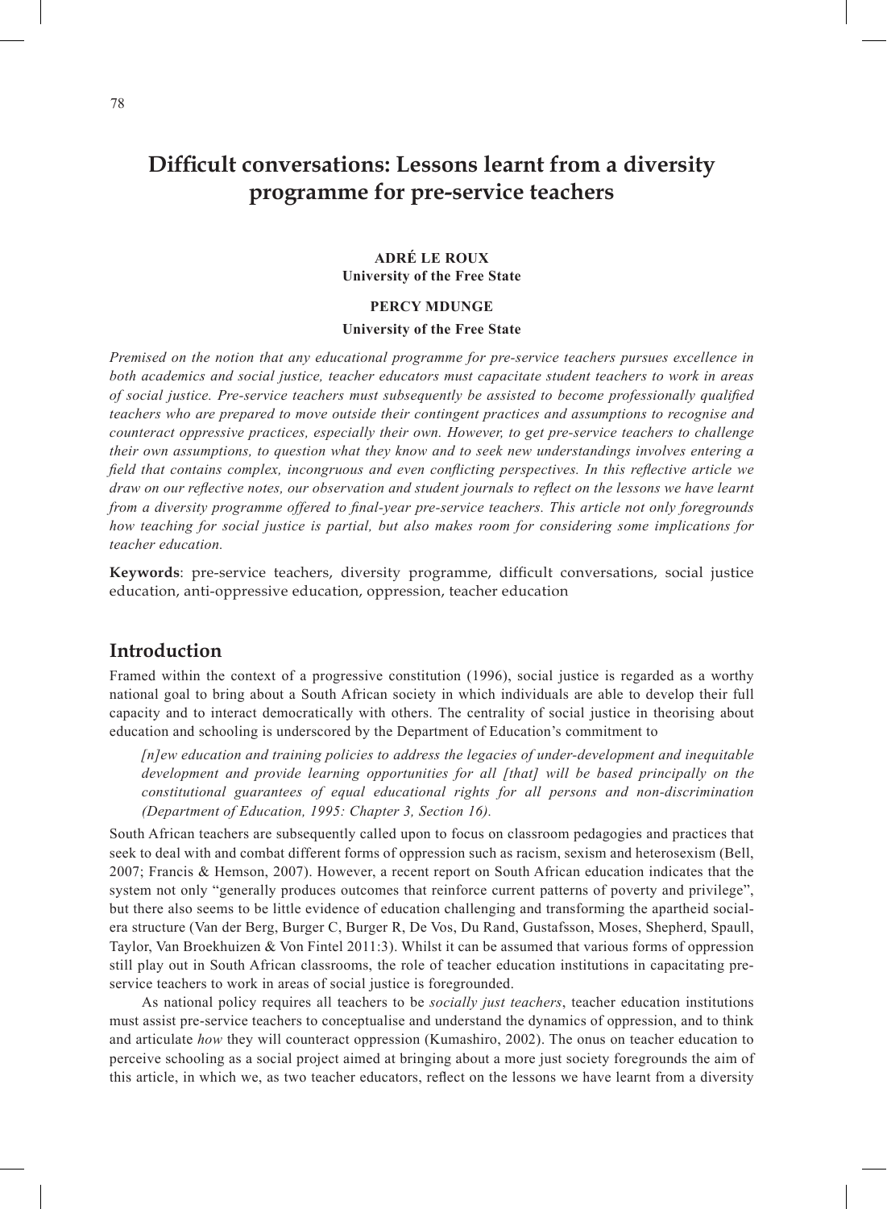# Difficult conversations: Lessons learnt from a diversity programme for pre-service teachers

**ADRÉ LE ROUX**
**University of the Free State**

**PERCY MDUNGE**
**University of the Free State**

*Premised on the notion that any educational programme for pre-service teachers pursues excellence in both academics and social justice, teacher educators must capacitate student teachers to work in areas of social justice. Pre-service teachers must subsequently be assisted to become professionally qualified teachers who are prepared to move outside their contingent practices and assumptions to recognise and counteract oppressive practices, especially their own. However, to get pre-service teachers to challenge their own assumptions, to question what they know and to seek new understandings involves entering a field that contains complex, incongruous and even conflicting perspectives. In this reflective article we draw on our reflective notes, our observation and student journals to reflect on the lessons we have learnt from a diversity programme offered to final-year pre-service teachers. This article not only foregrounds how teaching for social justice is partial, but also makes room for considering some implications for teacher education.*

**Keywords**: pre-service teachers, diversity programme, difficult conversations, social justice education, anti-oppressive education, oppression, teacher education

## Introduction

Framed within the context of a progressive constitution (1996), social justice is regarded as a worthy national goal to bring about a South African society in which individuals are able to develop their full capacity and to interact democratically with others. The centrality of social justice in theorising about education and schooling is underscored by the Department of Education's commitment to

> *[n]ew education and training policies to address the legacies of under-development and inequitable development and provide learning opportunities for all [that] will be based principally on the constitutional guarantees of equal educational rights for all persons and non-discrimination (Department of Education, 1995: Chapter 3, Section 16).*

South African teachers are subsequently called upon to focus on classroom pedagogies and practices that seek to deal with and combat different forms of oppression such as racism, sexism and heterosexism (Bell, 2007; Francis & Hemson, 2007). However, a recent report on South African education indicates that the system not only "generally produces outcomes that reinforce current patterns of poverty and privilege", but there also seems to be little evidence of education challenging and transforming the apartheid social-era structure (Van der Berg, Burger C, Burger R, De Vos, Du Rand, Gustafsson, Moses, Shepherd, Spaull, Taylor, Van Broekhuizen & Von Fintel 2011:3). Whilst it can be assumed that various forms of oppression still play out in South African classrooms, the role of teacher education institutions in capacitating pre-service teachers to work in areas of social justice is foregrounded.

As national policy requires all teachers to be *socially just teachers*, teacher education institutions must assist pre-service teachers to conceptualise and understand the dynamics of oppression, and to think and articulate *how* they will counteract oppression (Kumashiro, 2002). The onus on teacher education to perceive schooling as a social project aimed at bringing about a more just society foregrounds the aim of this article, in which we, as two teacher educators, reflect on the lessons we have learnt from a diversity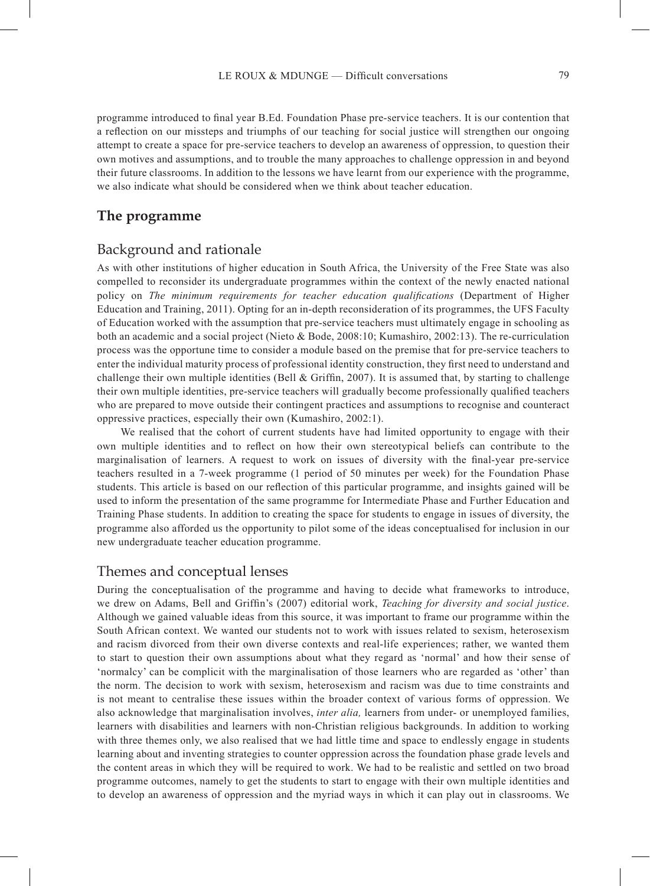programme introduced to final year B.Ed. Foundation Phase pre-service teachers. It is our contention that a reflection on our missteps and triumphs of our teaching for social justice will strengthen our ongoing attempt to create a space for pre-service teachers to develop an awareness of oppression, to question their own motives and assumptions, and to trouble the many approaches to challenge oppression in and beyond their future classrooms. In addition to the lessons we have learnt from our experience with the programme, we also indicate what should be considered when we think about teacher education.

## The programme

### Background and rationale

As with other institutions of higher education in South Africa, the University of the Free State was also compelled to reconsider its undergraduate programmes within the context of the newly enacted national policy on *The minimum requirements for teacher education qualifications* (Department of Higher Education and Training, 2011). Opting for an in-depth reconsideration of its programmes, the UFS Faculty of Education worked with the assumption that pre-service teachers must ultimately engage in schooling as both an academic and a social project (Nieto & Bode, 2008:10; Kumashiro, 2002:13). The re-curriculation process was the opportune time to consider a module based on the premise that for pre-service teachers to enter the individual maturity process of professional identity construction, they first need to understand and challenge their own multiple identities (Bell & Griffin, 2007). It is assumed that, by starting to challenge their own multiple identities, pre-service teachers will gradually become professionally qualified teachers who are prepared to move outside their contingent practices and assumptions to recognise and counteract oppressive practices, especially their own (Kumashiro, 2002:1).

We realised that the cohort of current students have had limited opportunity to engage with their own multiple identities and to reflect on how their own stereotypical beliefs can contribute to the marginalisation of learners. A request to work on issues of diversity with the final-year pre-service teachers resulted in a 7-week programme (1 period of 50 minutes per week) for the Foundation Phase students. This article is based on our reflection of this particular programme, and insights gained will be used to inform the presentation of the same programme for Intermediate Phase and Further Education and Training Phase students. In addition to creating the space for students to engage in issues of diversity, the programme also afforded us the opportunity to pilot some of the ideas conceptualised for inclusion in our new undergraduate teacher education programme.

### Themes and conceptual lenses

During the conceptualisation of the programme and having to decide what frameworks to introduce, we drew on Adams, Bell and Griffin's (2007) editorial work, *Teaching for diversity and social justice*. Although we gained valuable ideas from this source, it was important to frame our programme within the South African context. We wanted our students not to work with issues related to sexism, heterosexism and racism divorced from their own diverse contexts and real-life experiences; rather, we wanted them to start to question their own assumptions about what they regard as 'normal' and how their sense of 'normalcy' can be complicit with the marginalisation of those learners who are regarded as 'other' than the norm. The decision to work with sexism, heterosexism and racism was due to time constraints and is not meant to centralise these issues within the broader context of various forms of oppression. We also acknowledge that marginalisation involves, *inter alia,* learners from under- or unemployed families, learners with disabilities and learners with non-Christian religious backgrounds. In addition to working with three themes only, we also realised that we had little time and space to endlessly engage in students learning about and inventing strategies to counter oppression across the foundation phase grade levels and the content areas in which they will be required to work. We had to be realistic and settled on two broad programme outcomes, namely to get the students to start to engage with their own multiple identities and to develop an awareness of oppression and the myriad ways in which it can play out in classrooms. We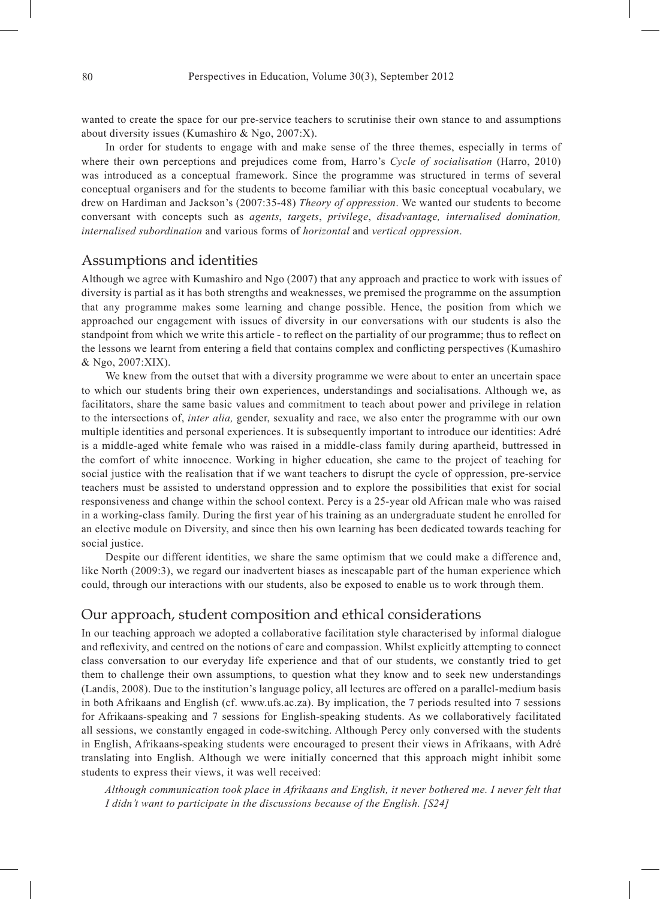wanted to create the space for our pre-service teachers to scrutinise their own stance to and assumptions about diversity issues (Kumashiro & Ngo, 2007:X).

In order for students to engage with and make sense of the three themes, especially in terms of where their own perceptions and prejudices come from, Harro's *Cycle of socialisation* (Harro, 2010) was introduced as a conceptual framework. Since the programme was structured in terms of several conceptual organisers and for the students to become familiar with this basic conceptual vocabulary, we drew on Hardiman and Jackson's (2007:35-48) *Theory of oppression*. We wanted our students to become conversant with concepts such as *agents*, *targets*, *privilege*, *disadvantage, internalised domination, internalised subordination* and various forms of *horizontal* and *vertical oppression*.

## Assumptions and identities

Although we agree with Kumashiro and Ngo (2007) that any approach and practice to work with issues of diversity is partial as it has both strengths and weaknesses, we premised the programme on the assumption that any programme makes some learning and change possible. Hence, the position from which we approached our engagement with issues of diversity in our conversations with our students is also the standpoint from which we write this article - to reflect on the partiality of our programme; thus to reflect on the lessons we learnt from entering a field that contains complex and conflicting perspectives (Kumashiro & Ngo, 2007:XIX).

We knew from the outset that with a diversity programme we were about to enter an uncertain space to which our students bring their own experiences, understandings and socialisations. Although we, as facilitators, share the same basic values and commitment to teach about power and privilege in relation to the intersections of, *inter alia,* gender, sexuality and race, we also enter the programme with our own multiple identities and personal experiences. It is subsequently important to introduce our identities: Adré is a middle-aged white female who was raised in a middle-class family during apartheid, buttressed in the comfort of white innocence. Working in higher education, she came to the project of teaching for social justice with the realisation that if we want teachers to disrupt the cycle of oppression, pre-service teachers must be assisted to understand oppression and to explore the possibilities that exist for social responsiveness and change within the school context. Percy is a 25-year old African male who was raised in a working-class family. During the first year of his training as an undergraduate student he enrolled for an elective module on Diversity, and since then his own learning has been dedicated towards teaching for social justice.

Despite our different identities, we share the same optimism that we could make a difference and, like North (2009:3), we regard our inadvertent biases as inescapable part of the human experience which could, through our interactions with our students, also be exposed to enable us to work through them.

## Our approach, student composition and ethical considerations

In our teaching approach we adopted a collaborative facilitation style characterised by informal dialogue and reflexivity, and centred on the notions of care and compassion. Whilst explicitly attempting to connect class conversation to our everyday life experience and that of our students, we constantly tried to get them to challenge their own assumptions, to question what they know and to seek new understandings (Landis, 2008). Due to the institution's language policy, all lectures are offered on a parallel-medium basis in both Afrikaans and English (cf. www.ufs.ac.za). By implication, the 7 periods resulted into 7 sessions for Afrikaans-speaking and 7 sessions for English-speaking students. As we collaboratively facilitated all sessions, we constantly engaged in code-switching. Although Percy only conversed with the students in English, Afrikaans-speaking students were encouraged to present their views in Afrikaans, with Adré translating into English. Although we were initially concerned that this approach might inhibit some students to express their views, it was well received:

> *Although communication took place in Afrikaans and English, it never bothered me. I never felt that I didn't want to participate in the discussions because of the English. [S24]*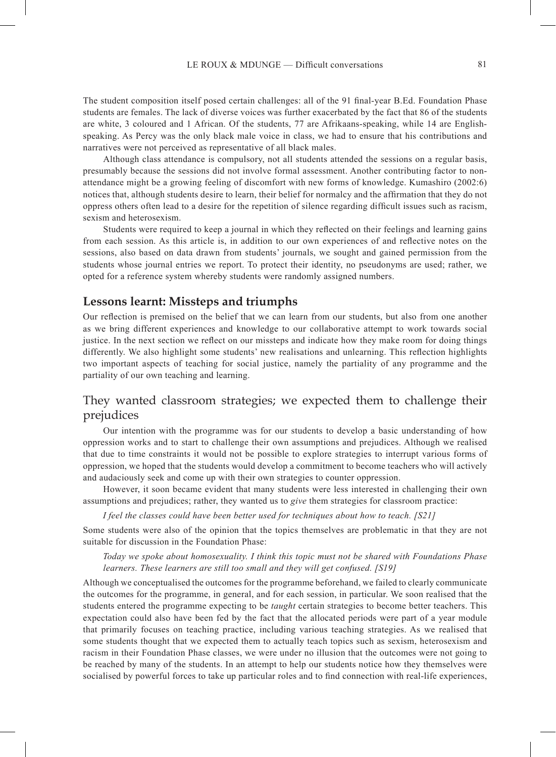The student composition itself posed certain challenges: all of the 91 final-year B.Ed. Foundation Phase students are females. The lack of diverse voices was further exacerbated by the fact that 86 of the students are white, 3 coloured and 1 African. Of the students, 77 are Afrikaans-speaking, while 14 are English-speaking. As Percy was the only black male voice in class, we had to ensure that his contributions and narratives were not perceived as representative of all black males.

Although class attendance is compulsory, not all students attended the sessions on a regular basis, presumably because the sessions did not involve formal assessment. Another contributing factor to non-attendance might be a growing feeling of discomfort with new forms of knowledge. Kumashiro (2002:6) notices that, although students desire to learn, their belief for normalcy and the affirmation that they do not oppress others often lead to a desire for the repetition of silence regarding difficult issues such as racism, sexism and heterosexism.

Students were required to keep a journal in which they reflected on their feelings and learning gains from each session. As this article is, in addition to our own experiences of and reflective notes on the sessions, also based on data drawn from students' journals, we sought and gained permission from the students whose journal entries we report. To protect their identity, no pseudonyms are used; rather, we opted for a reference system whereby students were randomly assigned numbers.

## Lessons learnt: Missteps and triumphs

Our reflection is premised on the belief that we can learn from our students, but also from one another as we bring different experiences and knowledge to our collaborative attempt to work towards social justice. In the next section we reflect on our missteps and indicate how they make room for doing things differently. We also highlight some students' new realisations and unlearning. This reflection highlights two important aspects of teaching for social justice, namely the partiality of any programme and the partiality of our own teaching and learning.

### They wanted classroom strategies; we expected them to challenge their prejudices

Our intention with the programme was for our students to develop a basic understanding of how oppression works and to start to challenge their own assumptions and prejudices. Although we realised that due to time constraints it would not be possible to explore strategies to interrupt various forms of oppression, we hoped that the students would develop a commitment to become teachers who will actively and audaciously seek and come up with their own strategies to counter oppression.

However, it soon became evident that many students were less interested in challenging their own assumptions and prejudices; rather, they wanted us to *give* them strategies for classroom practice:

> *I feel the classes could have been better used for techniques about how to teach. [S21]*

Some students were also of the opinion that the topics themselves are problematic in that they are not suitable for discussion in the Foundation Phase:

> *Today we spoke about homosexuality. I think this topic must not be shared with Foundations Phase learners. These learners are still too small and they will get confused. [S19]*

Although we conceptualised the outcomes for the programme beforehand, we failed to clearly communicate the outcomes for the programme, in general, and for each session, in particular. We soon realised that the students entered the programme expecting to be *taught* certain strategies to become better teachers. This expectation could also have been fed by the fact that the allocated periods were part of a year module that primarily focuses on teaching practice, including various teaching strategies. As we realised that some students thought that we expected them to actually teach topics such as sexism, heterosexism and racism in their Foundation Phase classes, we were under no illusion that the outcomes were not going to be reached by many of the students. In an attempt to help our students notice how they themselves were socialised by powerful forces to take up particular roles and to find connection with real-life experiences,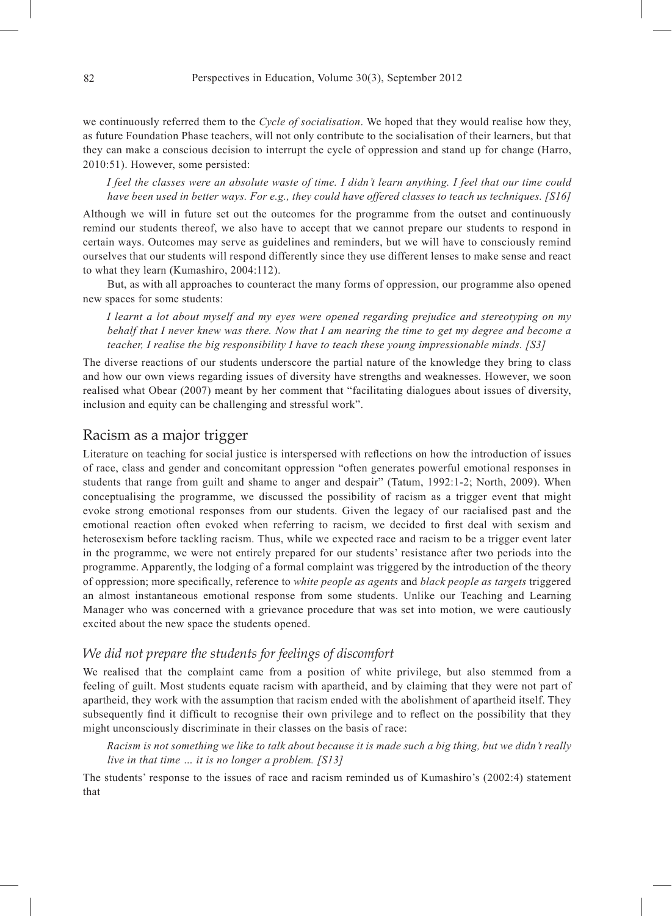we continuously referred them to the *Cycle of socialisation*. We hoped that they would realise how they, as future Foundation Phase teachers, will not only contribute to the socialisation of their learners, but that they can make a conscious decision to interrupt the cycle of oppression and stand up for change (Harro, 2010:51). However, some persisted:

> *I feel the classes were an absolute waste of time. I didn't learn anything. I feel that our time could have been used in better ways. For e.g., they could have offered classes to teach us techniques. [S16]*

Although we will in future set out the outcomes for the programme from the outset and continuously remind our students thereof, we also have to accept that we cannot prepare our students to respond in certain ways. Outcomes may serve as guidelines and reminders, but we will have to consciously remind ourselves that our students will respond differently since they use different lenses to make sense and react to what they learn (Kumashiro, 2004:112).

But, as with all approaches to counteract the many forms of oppression, our programme also opened new spaces for some students:

> *I learnt a lot about myself and my eyes were opened regarding prejudice and stereotyping on my behalf that I never knew was there. Now that I am nearing the time to get my degree and become a teacher, I realise the big responsibility I have to teach these young impressionable minds. [S3]*

The diverse reactions of our students underscore the partial nature of the knowledge they bring to class and how our own views regarding issues of diversity have strengths and weaknesses. However, we soon realised what Obear (2007) meant by her comment that "facilitating dialogues about issues of diversity, inclusion and equity can be challenging and stressful work".

## Racism as a major trigger

Literature on teaching for social justice is interspersed with reflections on how the introduction of issues of race, class and gender and concomitant oppression "often generates powerful emotional responses in students that range from guilt and shame to anger and despair" (Tatum, 1992:1-2; North, 2009). When conceptualising the programme, we discussed the possibility of racism as a trigger event that might evoke strong emotional responses from our students. Given the legacy of our racialised past and the emotional reaction often evoked when referring to racism, we decided to first deal with sexism and heterosexism before tackling racism. Thus, while we expected race and racism to be a trigger event later in the programme, we were not entirely prepared for our students' resistance after two periods into the programme. Apparently, the lodging of a formal complaint was triggered by the introduction of the theory of oppression; more specifically, reference to *white people as agents* and *black people as targets* triggered an almost instantaneous emotional response from some students. Unlike our Teaching and Learning Manager who was concerned with a grievance procedure that was set into motion, we were cautiously excited about the new space the students opened.

### *We did not prepare the students for feelings of discomfort*

We realised that the complaint came from a position of white privilege, but also stemmed from a feeling of guilt. Most students equate racism with apartheid, and by claiming that they were not part of apartheid, they work with the assumption that racism ended with the abolishment of apartheid itself. They subsequently find it difficult to recognise their own privilege and to reflect on the possibility that they might unconsciously discriminate in their classes on the basis of race:

> *Racism is not something we like to talk about because it is made such a big thing, but we didn't really live in that time … it is no longer a problem. [S13]*

The students' response to the issues of race and racism reminded us of Kumashiro's (2002:4) statement that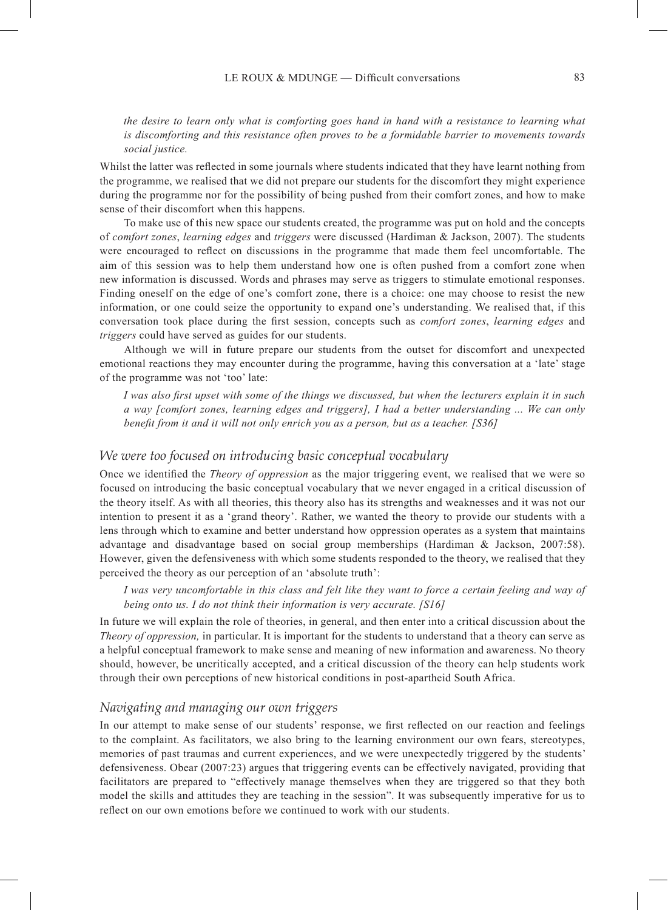*the desire to learn only what is comforting goes hand in hand with a resistance to learning what is discomforting and this resistance often proves to be a formidable barrier to movements towards social justice.*

Whilst the latter was reflected in some journals where students indicated that they have learnt nothing from the programme, we realised that we did not prepare our students for the discomfort they might experience during the programme nor for the possibility of being pushed from their comfort zones, and how to make sense of their discomfort when this happens.

To make use of this new space our students created, the programme was put on hold and the concepts of *comfort zones*, *learning edges* and *triggers* were discussed (Hardiman & Jackson, 2007). The students were encouraged to reflect on discussions in the programme that made them feel uncomfortable. The aim of this session was to help them understand how one is often pushed from a comfort zone when new information is discussed. Words and phrases may serve as triggers to stimulate emotional responses. Finding oneself on the edge of one's comfort zone, there is a choice: one may choose to resist the new information, or one could seize the opportunity to expand one's understanding. We realised that, if this conversation took place during the first session, concepts such as *comfort zones*, *learning edges* and *triggers* could have served as guides for our students.

Although we will in future prepare our students from the outset for discomfort and unexpected emotional reactions they may encounter during the programme, having this conversation at a 'late' stage of the programme was not 'too' late:

*I was also first upset with some of the things we discussed, but when the lecturers explain it in such a way [comfort zones, learning edges and triggers], I had a better understanding ... We can only benefit from it and it will not only enrich you as a person, but as a teacher. [S36]*

### We were too focused on introducing basic conceptual vocabulary

Once we identified the *Theory of oppression* as the major triggering event, we realised that we were so focused on introducing the basic conceptual vocabulary that we never engaged in a critical discussion of the theory itself. As with all theories, this theory also has its strengths and weaknesses and it was not our intention to present it as a 'grand theory'. Rather, we wanted the theory to provide our students with a lens through which to examine and better understand how oppression operates as a system that maintains advantage and disadvantage based on social group memberships (Hardiman & Jackson, 2007:58). However, given the defensiveness with which some students responded to the theory, we realised that they perceived the theory as our perception of an 'absolute truth':

*I was very uncomfortable in this class and felt like they want to force a certain feeling and way of being onto us. I do not think their information is very accurate. [S16]*

In future we will explain the role of theories, in general, and then enter into a critical discussion about the *Theory of oppression,* in particular. It is important for the students to understand that a theory can serve as a helpful conceptual framework to make sense and meaning of new information and awareness. No theory should, however, be uncritically accepted, and a critical discussion of the theory can help students work through their own perceptions of new historical conditions in post-apartheid South Africa.

### Navigating and managing our own triggers

In our attempt to make sense of our students' response, we first reflected on our reaction and feelings to the complaint. As facilitators, we also bring to the learning environment our own fears, stereotypes, memories of past traumas and current experiences, and we were unexpectedly triggered by the students' defensiveness. Obear (2007:23) argues that triggering events can be effectively navigated, providing that facilitators are prepared to "effectively manage themselves when they are triggered so that they both model the skills and attitudes they are teaching in the session". It was subsequently imperative for us to reflect on our own emotions before we continued to work with our students.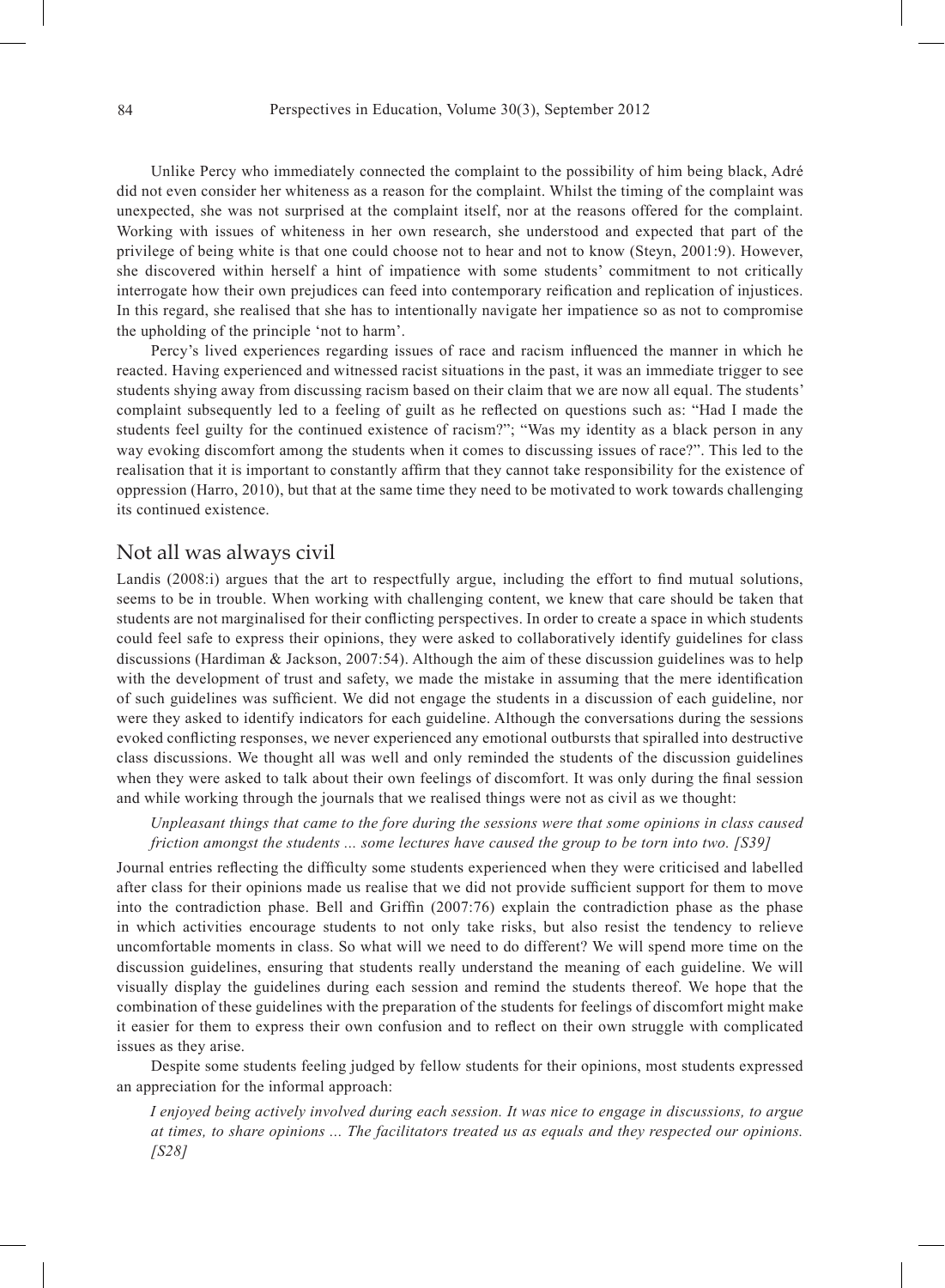Unlike Percy who immediately connected the complaint to the possibility of him being black, Adré did not even consider her whiteness as a reason for the complaint. Whilst the timing of the complaint was unexpected, she was not surprised at the complaint itself, nor at the reasons offered for the complaint. Working with issues of whiteness in her own research, she understood and expected that part of the privilege of being white is that one could choose not to hear and not to know (Steyn, 2001:9). However, she discovered within herself a hint of impatience with some students' commitment to not critically interrogate how their own prejudices can feed into contemporary reification and replication of injustices. In this regard, she realised that she has to intentionally navigate her impatience so as not to compromise the upholding of the principle 'not to harm'.

Percy's lived experiences regarding issues of race and racism influenced the manner in which he reacted. Having experienced and witnessed racist situations in the past, it was an immediate trigger to see students shying away from discussing racism based on their claim that we are now all equal. The students' complaint subsequently led to a feeling of guilt as he reflected on questions such as: "Had I made the students feel guilty for the continued existence of racism?"; "Was my identity as a black person in any way evoking discomfort among the students when it comes to discussing issues of race?". This led to the realisation that it is important to constantly affirm that they cannot take responsibility for the existence of oppression (Harro, 2010), but that at the same time they need to be motivated to work towards challenging its continued existence.

## Not all was always civil

Landis (2008:i) argues that the art to respectfully argue, including the effort to find mutual solutions, seems to be in trouble. When working with challenging content, we knew that care should be taken that students are not marginalised for their conflicting perspectives. In order to create a space in which students could feel safe to express their opinions, they were asked to collaboratively identify guidelines for class discussions (Hardiman & Jackson, 2007:54). Although the aim of these discussion guidelines was to help with the development of trust and safety, we made the mistake in assuming that the mere identification of such guidelines was sufficient. We did not engage the students in a discussion of each guideline, nor were they asked to identify indicators for each guideline. Although the conversations during the sessions evoked conflicting responses, we never experienced any emotional outbursts that spiralled into destructive class discussions. We thought all was well and only reminded the students of the discussion guidelines when they were asked to talk about their own feelings of discomfort. It was only during the final session and while working through the journals that we realised things were not as civil as we thought:

> *Unpleasant things that came to the fore during the sessions were that some opinions in class caused friction amongst the students ... some lectures have caused the group to be torn into two. [S39]*

Journal entries reflecting the difficulty some students experienced when they were criticised and labelled after class for their opinions made us realise that we did not provide sufficient support for them to move into the contradiction phase. Bell and Griffin (2007:76) explain the contradiction phase as the phase in which activities encourage students to not only take risks, but also resist the tendency to relieve uncomfortable moments in class. So what will we need to do different? We will spend more time on the discussion guidelines, ensuring that students really understand the meaning of each guideline. We will visually display the guidelines during each session and remind the students thereof. We hope that the combination of these guidelines with the preparation of the students for feelings of discomfort might make it easier for them to express their own confusion and to reflect on their own struggle with complicated issues as they arise.

Despite some students feeling judged by fellow students for their opinions, most students expressed an appreciation for the informal approach:

> *I enjoyed being actively involved during each session. It was nice to engage in discussions, to argue at times, to share opinions ... The facilitators treated us as equals and they respected our opinions. [S28]*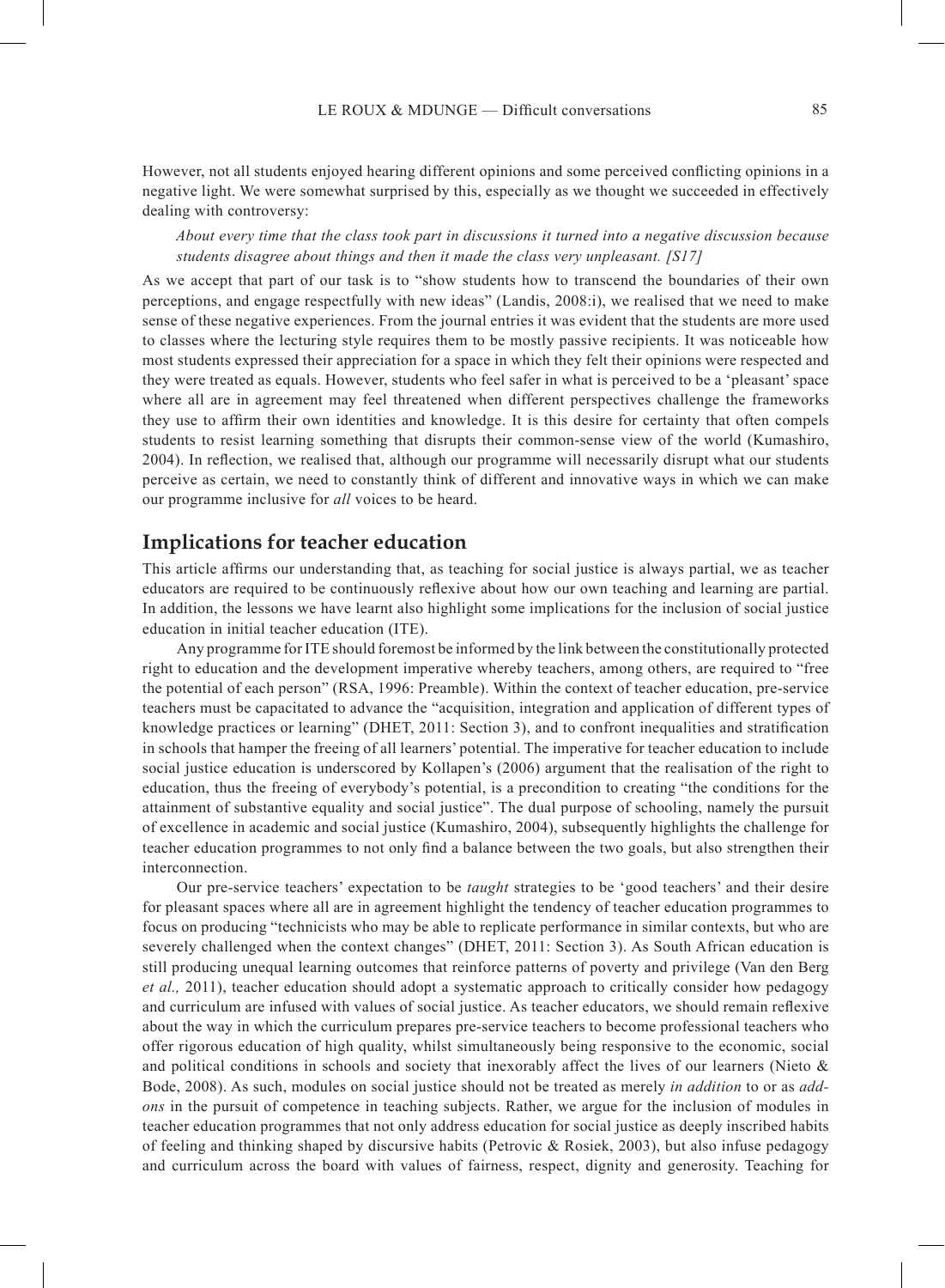However, not all students enjoyed hearing different opinions and some perceived conflicting opinions in a negative light. We were somewhat surprised by this, especially as we thought we succeeded in effectively dealing with controversy:

> *About every time that the class took part in discussions it turned into a negative discussion because students disagree about things and then it made the class very unpleasant. [S17]*

As we accept that part of our task is to "show students how to transcend the boundaries of their own perceptions, and engage respectfully with new ideas" (Landis, 2008:i), we realised that we need to make sense of these negative experiences. From the journal entries it was evident that the students are more used to classes where the lecturing style requires them to be mostly passive recipients. It was noticeable how most students expressed their appreciation for a space in which they felt their opinions were respected and they were treated as equals. However, students who feel safer in what is perceived to be a 'pleasant' space where all are in agreement may feel threatened when different perspectives challenge the frameworks they use to affirm their own identities and knowledge. It is this desire for certainty that often compels students to resist learning something that disrupts their common-sense view of the world (Kumashiro, 2004). In reflection, we realised that, although our programme will necessarily disrupt what our students perceive as certain, we need to constantly think of different and innovative ways in which we can make our programme inclusive for *all* voices to be heard.

## Implications for teacher education

This article affirms our understanding that, as teaching for social justice is always partial, we as teacher educators are required to be continuously reflexive about how our own teaching and learning are partial. In addition, the lessons we have learnt also highlight some implications for the inclusion of social justice education in initial teacher education (ITE).

Any programme for ITE should foremost be informed by the link between the constitutionally protected right to education and the development imperative whereby teachers, among others, are required to "free the potential of each person" (RSA, 1996: Preamble). Within the context of teacher education, pre-service teachers must be capacitated to advance the "acquisition, integration and application of different types of knowledge practices or learning" (DHET, 2011: Section 3), and to confront inequalities and stratification in schools that hamper the freeing of all learners' potential. The imperative for teacher education to include social justice education is underscored by Kollapen's (2006) argument that the realisation of the right to education, thus the freeing of everybody's potential, is a precondition to creating "the conditions for the attainment of substantive equality and social justice". The dual purpose of schooling, namely the pursuit of excellence in academic and social justice (Kumashiro, 2004), subsequently highlights the challenge for teacher education programmes to not only find a balance between the two goals, but also strengthen their interconnection.

Our pre-service teachers' expectation to be *taught* strategies to be 'good teachers' and their desire for pleasant spaces where all are in agreement highlight the tendency of teacher education programmes to focus on producing "technicists who may be able to replicate performance in similar contexts, but who are severely challenged when the context changes" (DHET, 2011: Section 3). As South African education is still producing unequal learning outcomes that reinforce patterns of poverty and privilege (Van den Berg *et al.,* 2011), teacher education should adopt a systematic approach to critically consider how pedagogy and curriculum are infused with values of social justice. As teacher educators, we should remain reflexive about the way in which the curriculum prepares pre-service teachers to become professional teachers who offer rigorous education of high quality, whilst simultaneously being responsive to the economic, social and political conditions in schools and society that inexorably affect the lives of our learners (Nieto & Bode, 2008). As such, modules on social justice should not be treated as merely *in addition* to or as *add-ons* in the pursuit of competence in teaching subjects. Rather, we argue for the inclusion of modules in teacher education programmes that not only address education for social justice as deeply inscribed habits of feeling and thinking shaped by discursive habits (Petrovic & Rosiek, 2003), but also infuse pedagogy and curriculum across the board with values of fairness, respect, dignity and generosity. Teaching for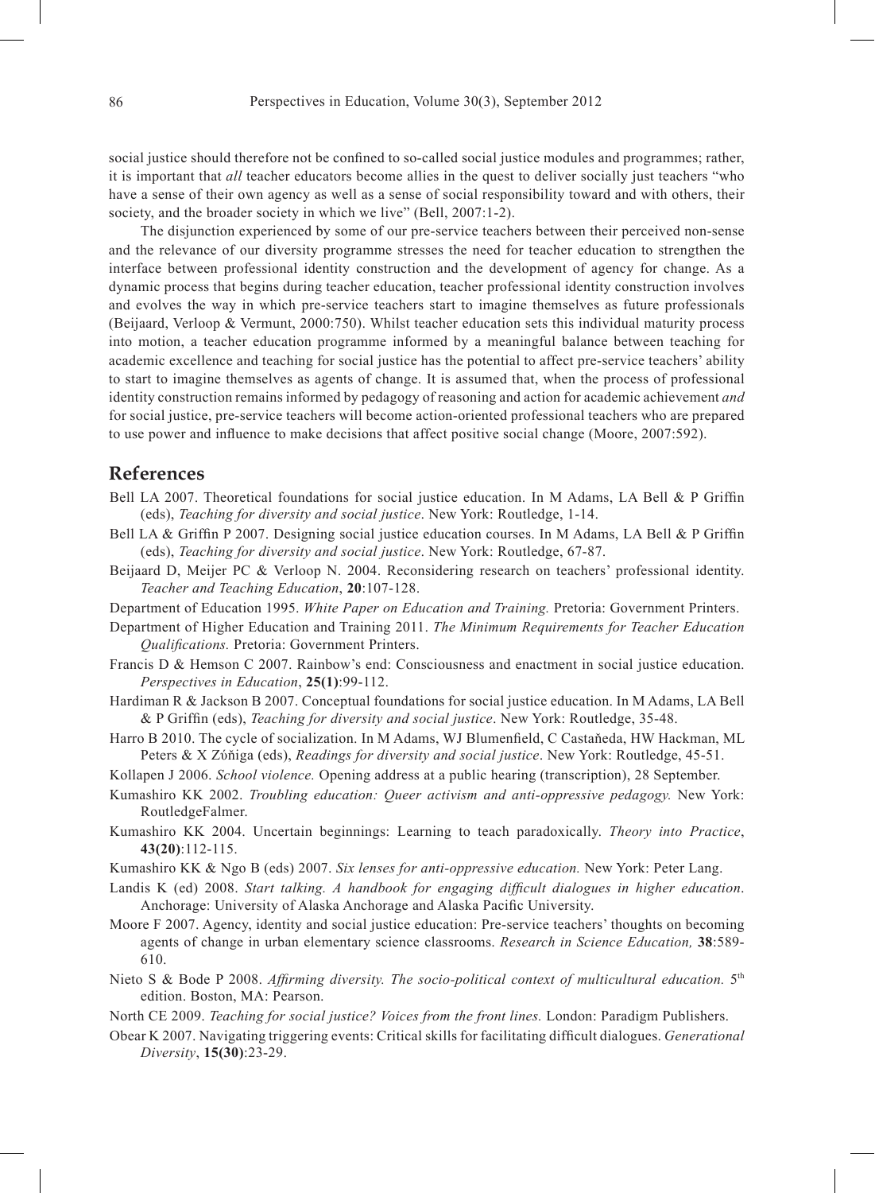social justice should therefore not be confined to so-called social justice modules and programmes; rather, it is important that *all* teacher educators become allies in the quest to deliver socially just teachers "who have a sense of their own agency as well as a sense of social responsibility toward and with others, their society, and the broader society in which we live" (Bell, 2007:1-2).

The disjunction experienced by some of our pre-service teachers between their perceived non-sense and the relevance of our diversity programme stresses the need for teacher education to strengthen the interface between professional identity construction and the development of agency for change. As a dynamic process that begins during teacher education, teacher professional identity construction involves and evolves the way in which pre-service teachers start to imagine themselves as future professionals (Beijaard, Verloop & Vermunt, 2000:750). Whilst teacher education sets this individual maturity process into motion, a teacher education programme informed by a meaningful balance between teaching for academic excellence and teaching for social justice has the potential to affect pre-service teachers' ability to start to imagine themselves as agents of change. It is assumed that, when the process of professional identity construction remains informed by pedagogy of reasoning and action for academic achievement *and* for social justice, pre-service teachers will become action-oriented professional teachers who are prepared to use power and influence to make decisions that affect positive social change (Moore, 2007:592).

## References

Bell LA 2007. Theoretical foundations for social justice education. In M Adams, LA Bell & P Griffin (eds), *Teaching for diversity and social justice*. New York: Routledge, 1-14.

Bell LA & Griffin P 2007. Designing social justice education courses. In M Adams, LA Bell & P Griffin (eds), *Teaching for diversity and social justice*. New York: Routledge, 67-87.

Beijaard D, Meijer PC & Verloop N. 2004. Reconsidering research on teachers' professional identity. *Teacher and Teaching Education*, **20**:107-128.

Department of Education 1995. *White Paper on Education and Training.* Pretoria: Government Printers.

Department of Higher Education and Training 2011. *The Minimum Requirements for Teacher Education Qualifications.* Pretoria: Government Printers.

Francis D & Hemson C 2007. Rainbow's end: Consciousness and enactment in social justice education. *Perspectives in Education*, **25(1)**:99-112.

Hardiman R & Jackson B 2007. Conceptual foundations for social justice education. In M Adams, LA Bell & P Griffin (eds), *Teaching for diversity and social justice*. New York: Routledge, 35-48.

Harro B 2010. The cycle of socialization. In M Adams, WJ Blumenfield, C Castaňeda, HW Hackman, ML Peters & X Zύňiga (eds), *Readings for diversity and social justice*. New York: Routledge, 45-51.

Kollapen J 2006. *School violence.* Opening address at a public hearing (transcription), 28 September.

Kumashiro KK 2002. *Troubling education: Queer activism and anti-oppressive pedagogy.* New York: RoutledgeFalmer.

Kumashiro KK 2004. Uncertain beginnings: Learning to teach paradoxically. *Theory into Practice*, **43(20)**:112-115.

Kumashiro KK & Ngo B (eds) 2007. *Six lenses for anti-oppressive education.* New York: Peter Lang.

Landis K (ed) 2008. *Start talking. A handbook for engaging difficult dialogues in higher education*. Anchorage: University of Alaska Anchorage and Alaska Pacific University.

Moore F 2007. Agency, identity and social justice education: Pre-service teachers' thoughts on becoming agents of change in urban elementary science classrooms. *Research in Science Education,* **38**:589-610.

Nieto S & Bode P 2008. *Affirming diversity. The socio-political context of multicultural education.* 5th edition. Boston, MA: Pearson.

North CE 2009. *Teaching for social justice? Voices from the front lines.* London: Paradigm Publishers.

Obear K 2007. Navigating triggering events: Critical skills for facilitating difficult dialogues. *Generational Diversity*, **15(30)**:23-29.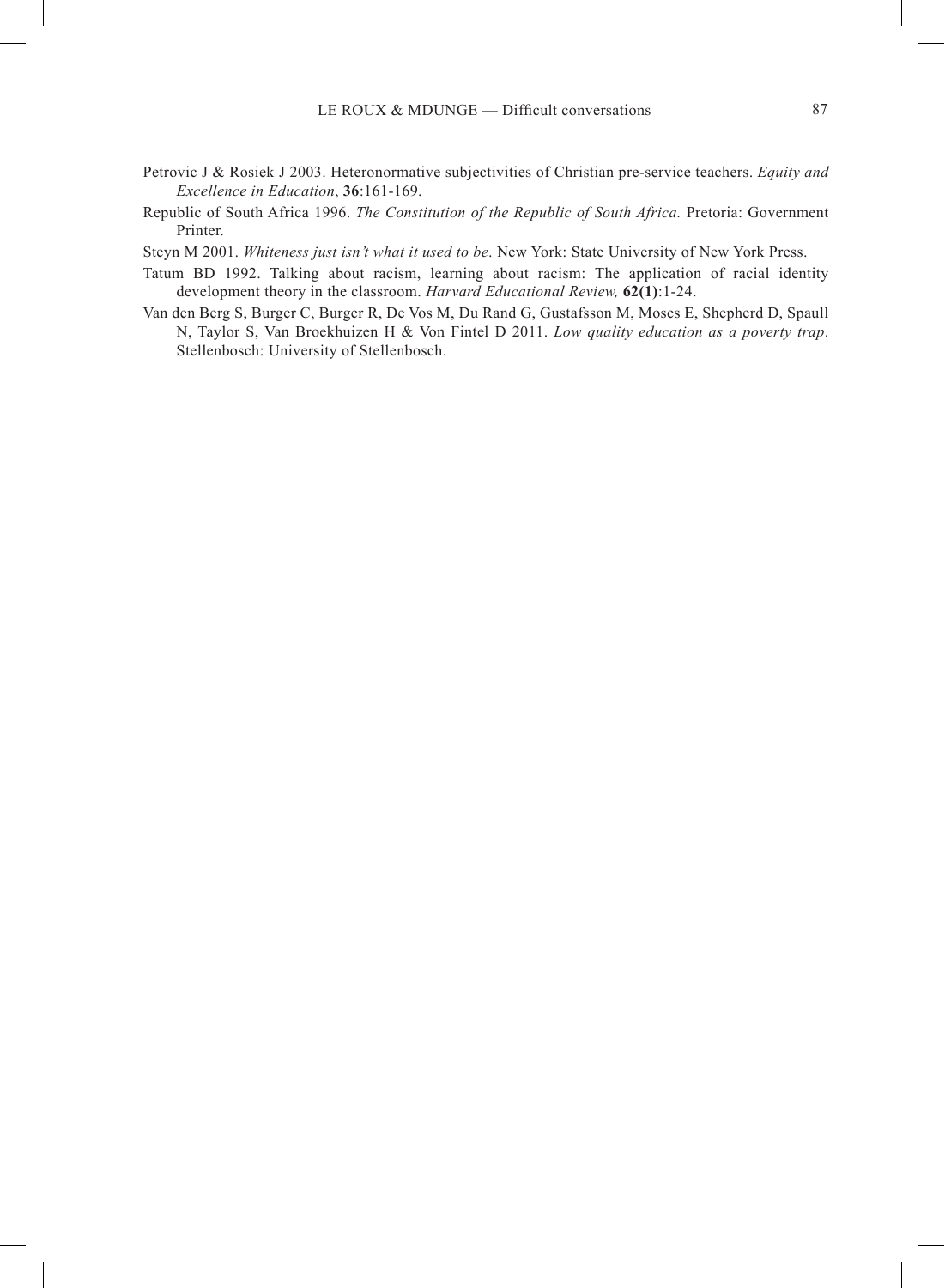Petrovic J & Rosiek J 2003. Heteronormative subjectivities of Christian pre-service teachers. *Equity and Excellence in Education*, **36**:161-169.

Republic of South Africa 1996. *The Constitution of the Republic of South Africa.* Pretoria: Government Printer.

Steyn M 2001. *Whiteness just isn't what it used to be*. New York: State University of New York Press.

Tatum BD 1992. Talking about racism, learning about racism: The application of racial identity development theory in the classroom. *Harvard Educational Review,* **62(1)**:1-24.

Van den Berg S, Burger C, Burger R, De Vos M, Du Rand G, Gustafsson M, Moses E, Shepherd D, Spaull N, Taylor S, Van Broekhuizen H & Von Fintel D 2011. *Low quality education as a poverty trap*. Stellenbosch: University of Stellenbosch.